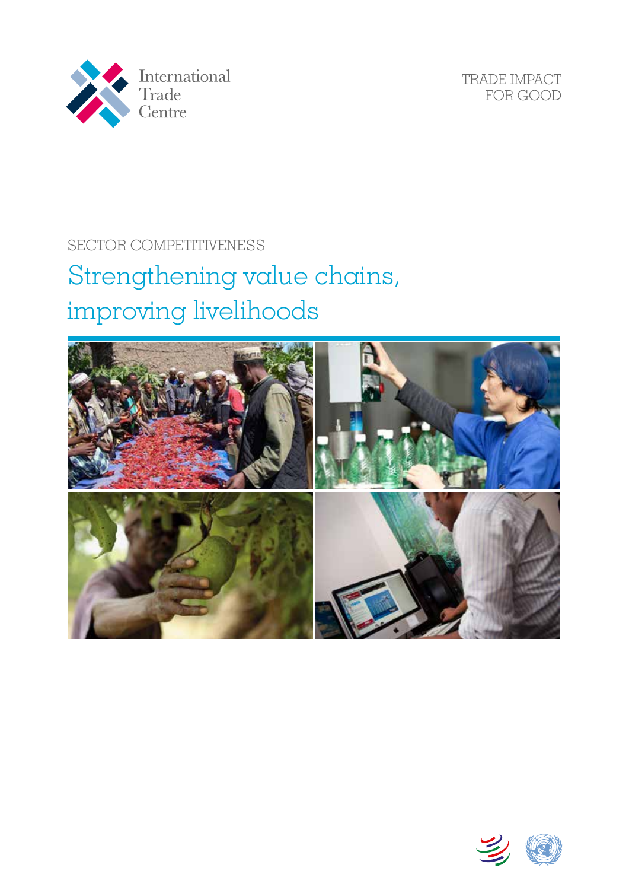International Trade Centre

TRADE IMPACT FOR GOOD

SECTOR COMPETITIVENESS

# Strengthening value chains, improving livelihoods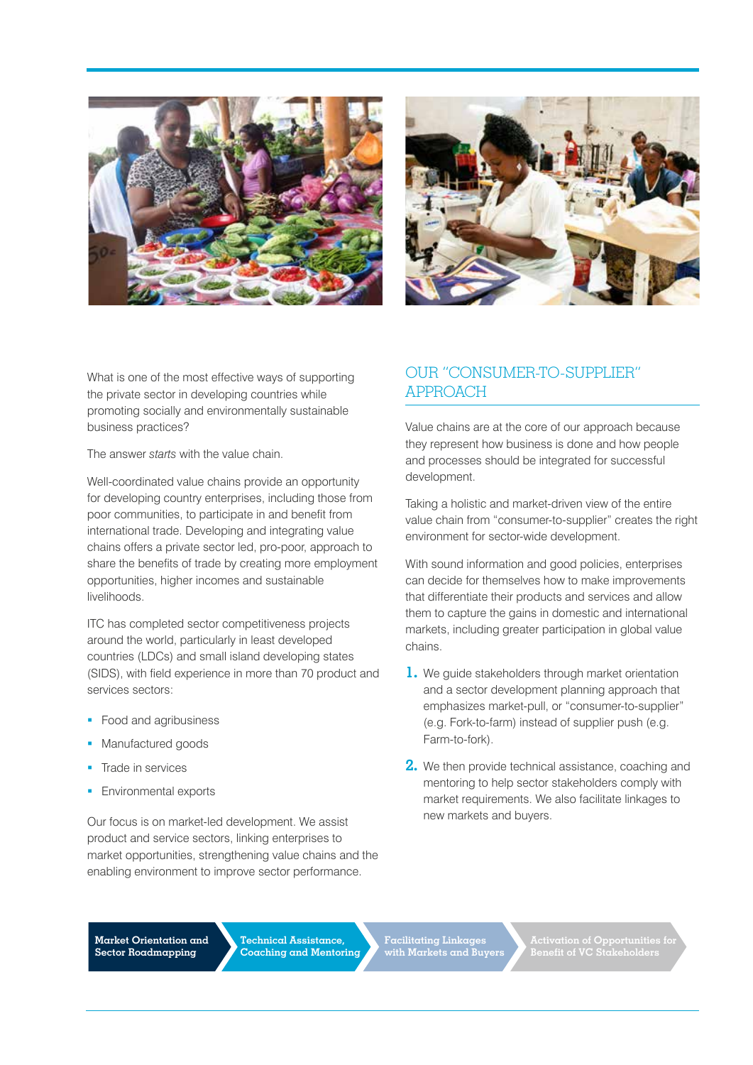What is one of the most effective ways of supporting the private sector in developing countries while promoting socially and environmentally sustainable business practices?

The answer *starts* with the value chain.

Well-coordinated value chains provide an opportunity for developing country enterprises, including those from poor communities, to participate in and benefit from international trade. Developing and integrating value chains offers a private sector led, pro-poor, approach to share the benefits of trade by creating more employment opportunities, higher incomes and sustainable livelihoods.

ITC has completed sector competitiveness projects around the world, particularly in least developed countries (LDCs) and small island developing states (SIDS), with field experience in more than 70 product and services sectors:

- Food and agribusiness
- Manufactured goods
- Trade in services
- Environmental exports

Our focus is on market-led development. We assist product and service sectors, linking enterprises to market opportunities, strengthening value chains and the enabling environment to improve sector performance.

## OUR "CONSUMER-TO-SUPPLIER" APPROACH

Value chains are at the core of our approach because they represent how business is done and how people and processes should be integrated for successful development.

Taking a holistic and market-driven view of the entire value chain from "consumer-to-supplier" creates the right environment for sector-wide development.

With sound information and good policies, enterprises can decide for themselves how to make improvements that differentiate their products and services and allow them to capture the gains in domestic and international markets, including greater participation in global value chains.

1. We guide stakeholders through market orientation and a sector development planning approach that emphasizes market-pull, or "consumer-to-supplier" (e.g. Fork-to-farm) instead of supplier push (e.g. Farm-to-fork).
2. We then provide technical assistance, coaching and mentoring to help sector stakeholders comply with market requirements. We also facilitate linkages to new markets and buyers.

**Market Orientation and Sector Roadmapping** → **Technical Assistance, Coaching and Mentoring** → **Facilitating Linkages with Markets and Buyers** → **Activation of Opportunities for Benefit of VC Stakeholders**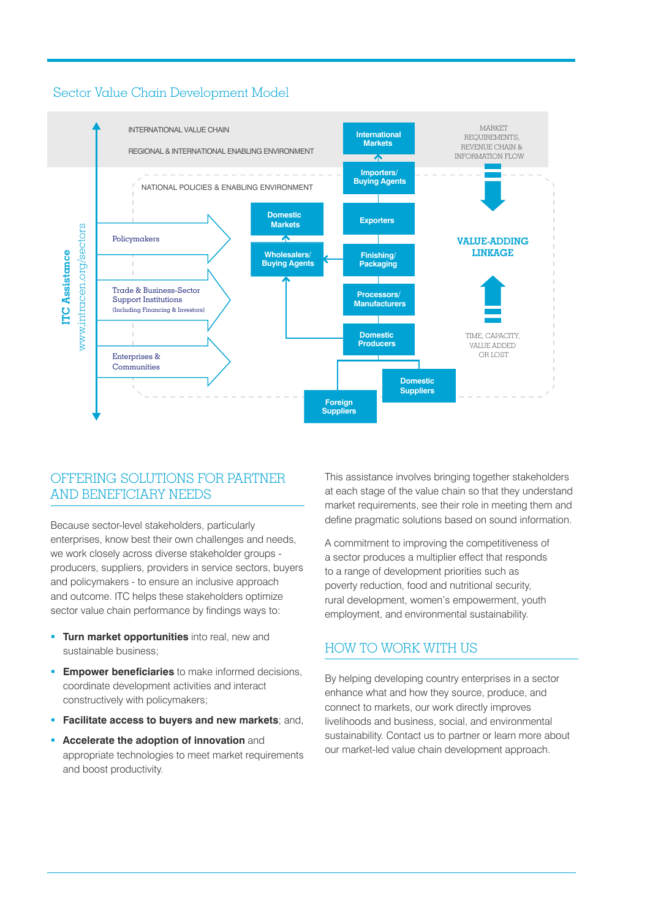## Sector Value Chain Development Model

INTERNATIONAL VALUE CHAIN

REGIONAL & INTERNATIONAL ENABLING ENVIRONMENT

NATIONAL POLICIES & ENABLING ENVIRONMENT

ITC Assistance
www.intracen.org/sectors

- Policymakers
- Trade & Business-Sector Support Institutions (Including Financing & Investors)
- Enterprises & Communities

International Markets

Importers/ Buying Agents

Exporters

Domestic Markets

Wholesalers/ Buying Agents

Finishing/ Packaging

Processors/ Manufacturers

Domestic Producers

Domestic Suppliers

Foreign Suppliers

MARKET REQUIREMENTS, REVENUE CHAIN & INFORMATION FLOW

VALUE-ADDING LINKAGE

TIME, CAPACITY, VALUE ADDED OR LOST

## OFFERING SOLUTIONS FOR PARTNER AND BENEFICIARY NEEDS

Because sector-level stakeholders, particularly enterprises, know best their own challenges and needs, we work closely across diverse stakeholder groups - producers, suppliers, providers in service sectors, buyers and policymakers - to ensure an inclusive approach and outcome. ITC helps these stakeholders optimize sector value chain performance by findings ways to:

- **Turn market opportunities** into real, new and sustainable business;
- **Empower beneficiaries** to make informed decisions, coordinate development activities and interact constructively with policymakers;
- **Facilitate access to buyers and new markets**; and,
- **Accelerate the adoption of innovation** and appropriate technologies to meet market requirements and boost productivity.

This assistance involves bringing together stakeholders at each stage of the value chain so that they understand market requirements, see their role in meeting them and define pragmatic solutions based on sound information.

A commitment to improving the competitiveness of a sector produces a multiplier effect that responds to a range of development priorities such as poverty reduction, food and nutritional security, rural development, women's empowerment, youth employment, and environmental sustainability.

## HOW TO WORK WITH US

By helping developing country enterprises in a sector enhance what and how they source, produce, and connect to markets, our work directly improves livelihoods and business, social, and environmental sustainability. Contact us to partner or learn more about our market-led value chain development approach.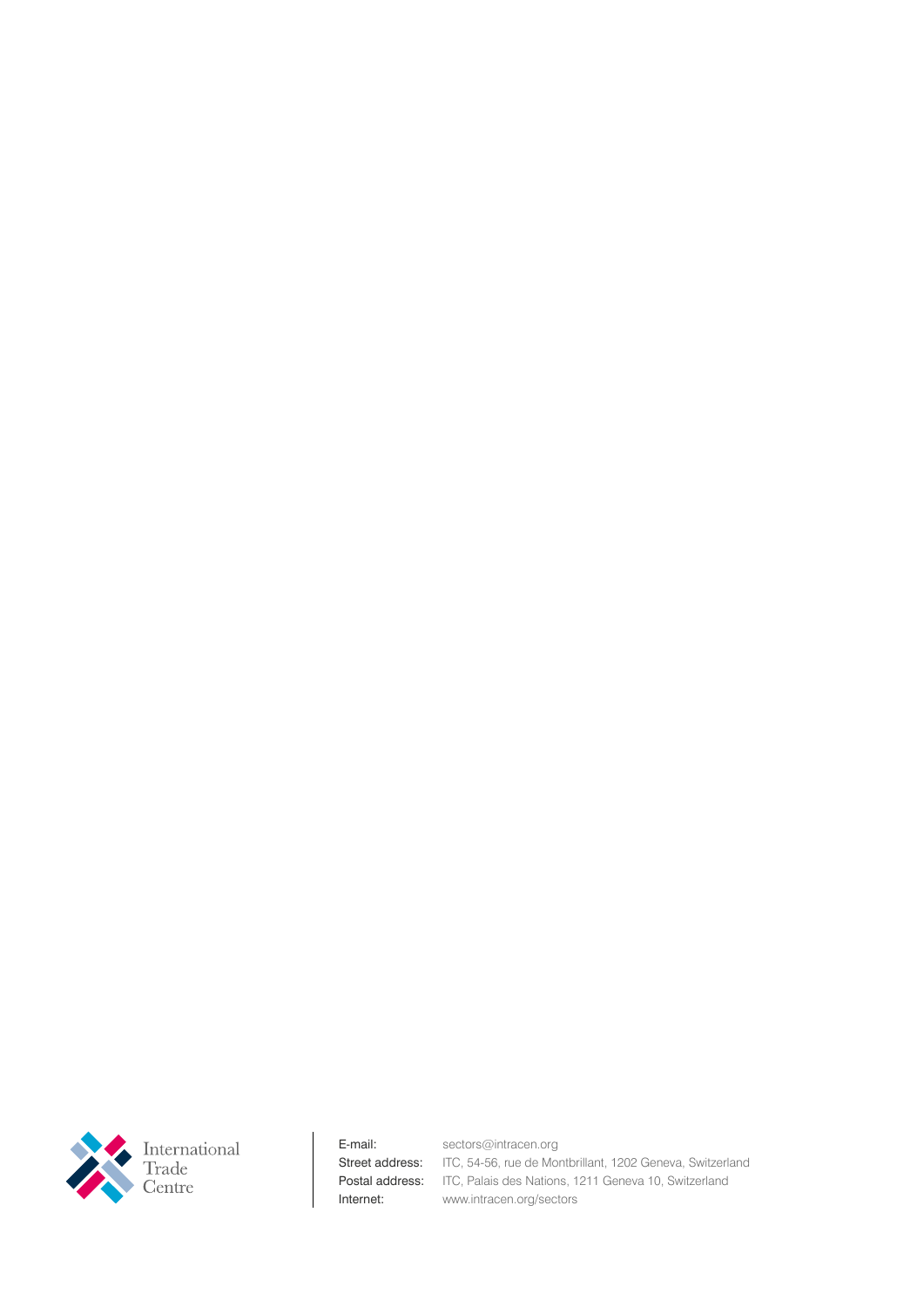International
Trade
Centre

E-mail: sectors@intracen.org
Street address: ITC, 54-56, rue de Montbrillant, 1202 Geneva, Switzerland
Postal address: ITC, Palais des Nations, 1211 Geneva 10, Switzerland
Internet: www.intracen.org/sectors